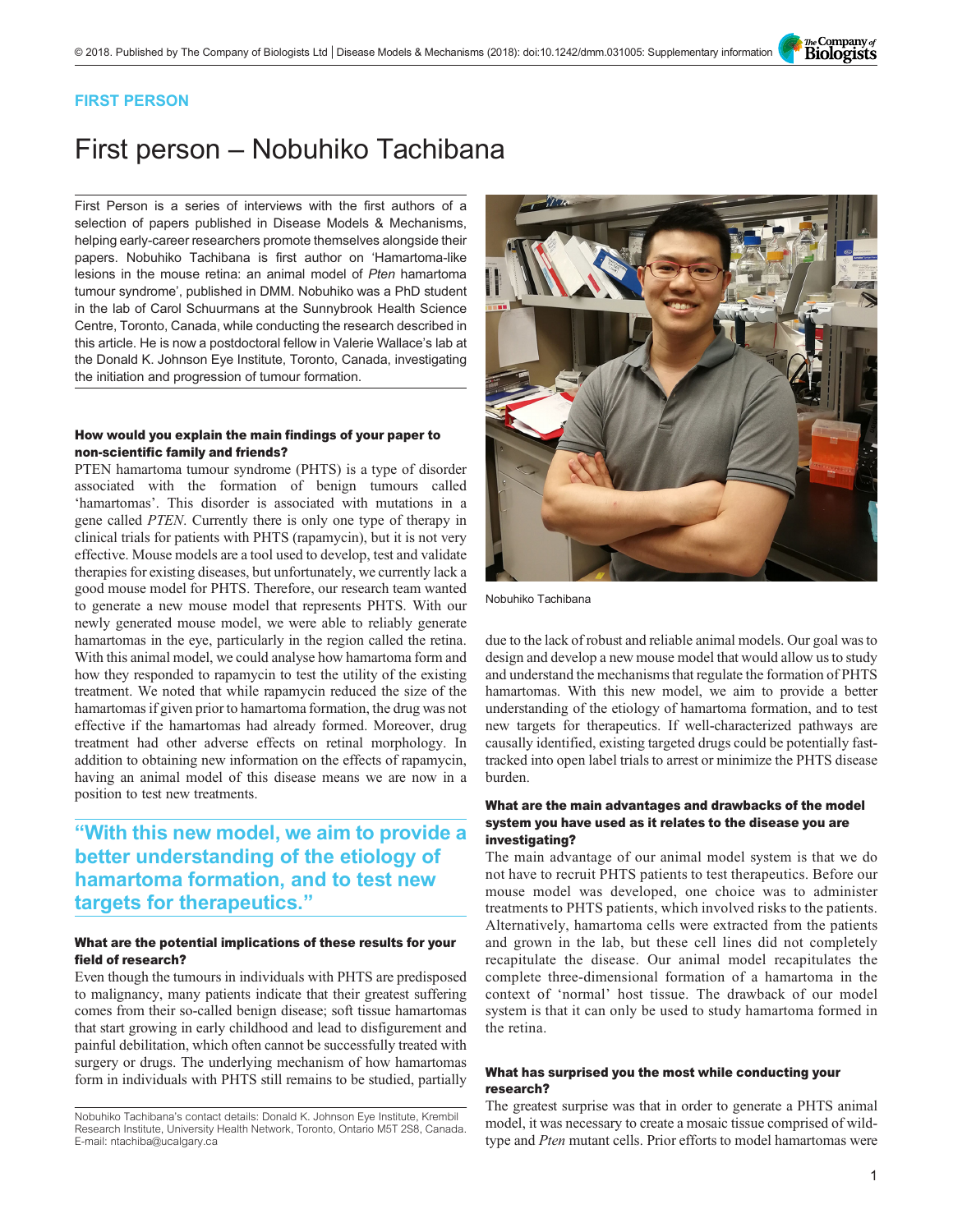**FIRST PERSON**

# First person – Nobuhiko Tachibana

First Person is a series of interviews with the first authors of a selection of papers published in Disease Models & Mechanisms, helping early-career researchers promote themselves alongside their papers. Nobuhiko Tachibana is first author on 'Hamartoma-like lesions in the mouse retina: an animal model of *Pten* hamartoma tumour syndrome', published in DMM. Nobuhiko was a PhD student in the lab of Carol Schuurmans at the Sunnybrook Health Science Centre, Toronto, Canada, while conducting the research described in this article. He is now a postdoctoral fellow in Valerie Wallace's lab at the Donald K. Johnson Eye Institute, Toronto, Canada, investigating the initiation and progression of tumour formation.

Nobuhiko Tachibana

### How would you explain the main findings of your paper to non-scientific family and friends?

PTEN hamartoma tumour syndrome (PHTS) is a type of disorder associated with the formation of benign tumours called 'hamartomas'. This disorder is associated with mutations in a gene called *PTEN*. Currently there is only one type of therapy in clinical trials for patients with PHTS (rapamycin), but it is not very effective. Mouse models are a tool used to develop, test and validate therapies for existing diseases, but unfortunately, we currently lack a good mouse model for PHTS. Therefore, our research team wanted to generate a new mouse model that represents PHTS. With our newly generated mouse model, we were able to reliably generate hamartomas in the eye, particularly in the region called the retina. With this animal model, we could analyse how hamartoma form and how they responded to rapamycin to test the utility of the existing treatment. We noted that while rapamycin reduced the size of the hamartomas if given prior to hamartoma formation, the drug was not effective if the hamartomas had already formed. Moreover, drug treatment had other adverse effects on retinal morphology. In addition to obtaining new information on the effects of rapamycin, having an animal model of this disease means we are now in a position to test new treatments.

> **"With this new model, we aim to provide a better understanding of the etiology of hamartoma formation, and to test new targets for therapeutics."**

### What are the potential implications of these results for your field of research?

Even though the tumours in individuals with PHTS are predisposed to malignancy, many patients indicate that their greatest suffering comes from their so-called benign disease; soft tissue hamartomas that start growing in early childhood and lead to disfigurement and painful debilitation, which often cannot be successfully treated with surgery or drugs. The underlying mechanism of how hamartomas form in individuals with PHTS still remains to be studied, partially due to the lack of robust and reliable animal models. Our goal was to design and develop a new mouse model that would allow us to study and understand the mechanisms that regulate the formation of PHTS hamartomas. With this new model, we aim to provide a better understanding of the etiology of hamartoma formation, and to test new targets for therapeutics. If well-characterized pathways are causally identified, existing targeted drugs could be potentially fast-tracked into open label trials to arrest or minimize the PHTS disease burden.

### What are the main advantages and drawbacks of the model system you have used as it relates to the disease you are investigating?

The main advantage of our animal model system is that we do not have to recruit PHTS patients to test therapeutics. Before our mouse model was developed, one choice was to administer treatments to PHTS patients, which involved risks to the patients. Alternatively, hamartoma cells were extracted from the patients and grown in the lab, but these cell lines did not completely recapitulate the disease. Our animal model recapitulates the complete three-dimensional formation of a hamartoma in the context of 'normal' host tissue. The drawback of our model system is that it can only be used to study hamartoma formed in the retina.

### What has surprised you the most while conducting your research?

The greatest surprise was that in order to generate a PHTS animal model, it was necessary to create a mosaic tissue comprised of wild-type and *Pten* mutant cells. Prior efforts to model hamartomas were

Nobuhiko Tachibana's contact details: Donald K. Johnson Eye Institute, Krembil Research Institute, University Health Network, Toronto, Ontario M5T 2S8, Canada.
E-mail: ntachiba@ucalgary.ca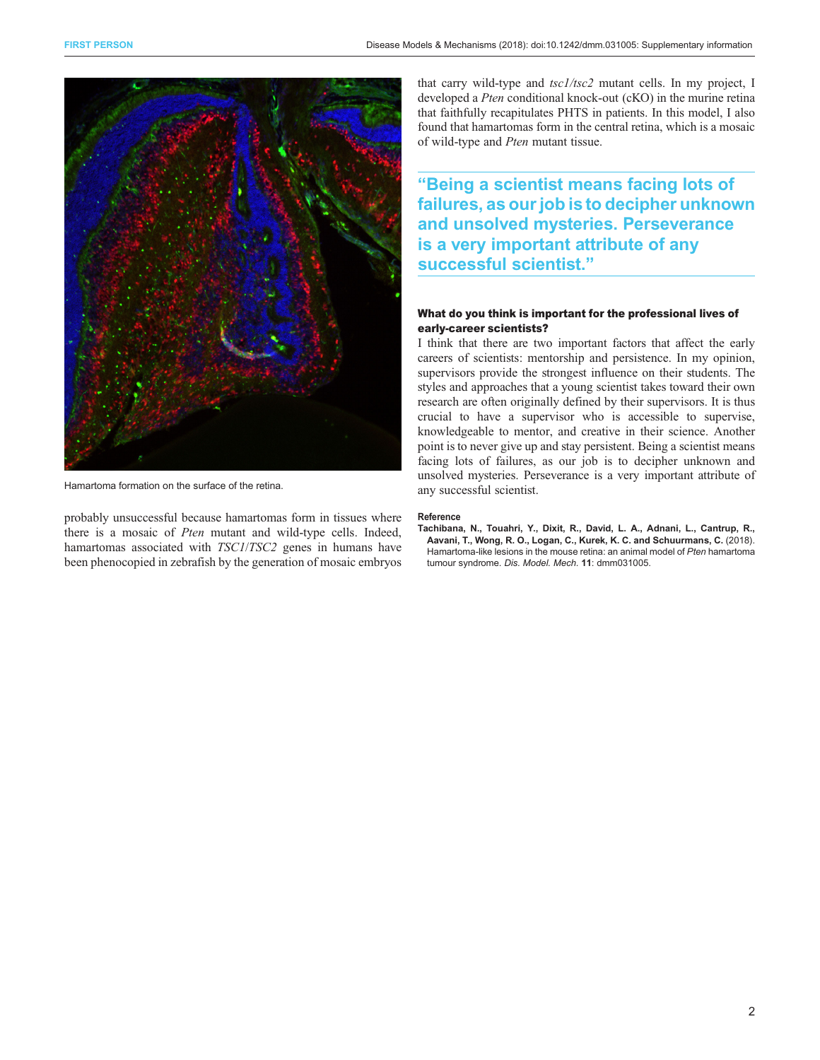Hamartoma formation on the surface of the retina.

probably unsuccessful because hamartomas form in tissues where there is a mosaic of *Pten* mutant and wild-type cells. Indeed, hamartomas associated with *TSC1*/*TSC2* genes in humans have been phenocopied in zebrafish by the generation of mosaic embryos that carry wild-type and *tsc1/tsc2* mutant cells. In my project, I developed a *Pten* conditional knock-out (cKO) in the murine retina that faithfully recapitulates PHTS in patients. In this model, I also found that hamartomas form in the central retina, which is a mosaic of wild-type and *Pten* mutant tissue.

> **"Being a scientist means facing lots of failures, as our job is to decipher unknown and unsolved mysteries. Perseverance is a very important attribute of any successful scientist."**

### What do you think is important for the professional lives of early-career scientists?

I think that there are two important factors that affect the early careers of scientists: mentorship and persistence. In my opinion, supervisors provide the strongest influence on their students. The styles and approaches that a young scientist takes toward their own research are often originally defined by their supervisors. It is thus crucial to have a supervisor who is accessible to supervise, knowledgeable to mentor, and creative in their science. Another point is to never give up and stay persistent. Being a scientist means facing lots of failures, as our job is to decipher unknown and unsolved mysteries. Perseverance is a very important attribute of any successful scientist.

#### Reference

**Tachibana, N., Touahri, Y., Dixit, R., David, L. A., Adnani, L., Cantrup, R., Aavani, T., Wong, R. O., Logan, C., Kurek, K. C. and Schuurmans, C.** (2018). Hamartoma-like lesions in the mouse retina: an animal model of *Pten* hamartoma tumour syndrome. *Dis. Model. Mech.* **11**: dmm031005.